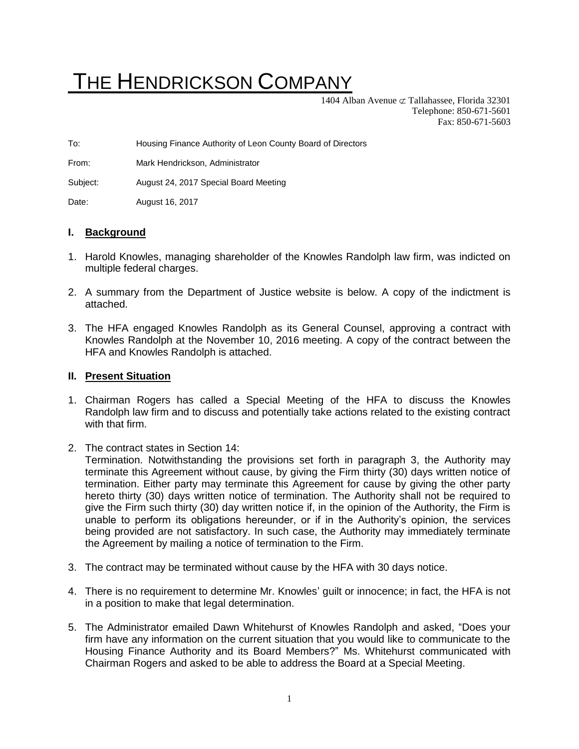# THE HENDRICKSON COMPANY

1404 Alban Avenue ⊄ Tallahassee, Florida 32301
Telephone: 850-671-5601
Fax: 850-671-5603

To: Housing Finance Authority of Leon County Board of Directors

From: Mark Hendrickson, Administrator

Subject: August 24, 2017 Special Board Meeting

Date: August 16, 2017

## I. Background

1. Harold Knowles, managing shareholder of the Knowles Randolph law firm, was indicted on multiple federal charges.
2. A summary from the Department of Justice website is below. A copy of the indictment is attached.
3. The HFA engaged Knowles Randolph as its General Counsel, approving a contract with Knowles Randolph at the November 10, 2016 meeting. A copy of the contract between the HFA and Knowles Randolph is attached.

## II. Present Situation

1. Chairman Rogers has called a Special Meeting of the HFA to discuss the Knowles Randolph law firm and to discuss and potentially take actions related to the existing contract with that firm.
2. The contract states in Section 14:
   Termination. Notwithstanding the provisions set forth in paragraph 3, the Authority may terminate this Agreement without cause, by giving the Firm thirty (30) days written notice of termination. Either party may terminate this Agreement for cause by giving the other party hereto thirty (30) days written notice of termination. The Authority shall not be required to give the Firm such thirty (30) day written notice if, in the opinion of the Authority, the Firm is unable to perform its obligations hereunder, or if in the Authority's opinion, the services being provided are not satisfactory. In such case, the Authority may immediately terminate the Agreement by mailing a notice of termination to the Firm.
3. The contract may be terminated without cause by the HFA with 30 days notice.
4. There is no requirement to determine Mr. Knowles' guilt or innocence; in fact, the HFA is not in a position to make that legal determination.
5. The Administrator emailed Dawn Whitehurst of Knowles Randolph and asked, "Does your firm have any information on the current situation that you would like to communicate to the Housing Finance Authority and its Board Members?" Ms. Whitehurst communicated with Chairman Rogers and asked to be able to address the Board at a Special Meeting.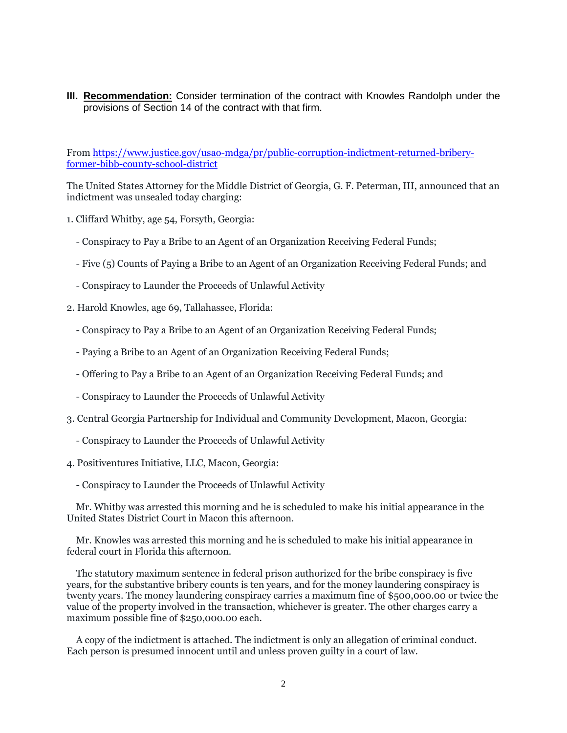**III. Recommendation:** Consider termination of the contract with Knowles Randolph under the provisions of Section 14 of the contract with that firm.

From [https://www.justice.gov/usao-mdga/pr/public-corruption-indictment-returned-bribery-former-bibb-county-school-district](https://www.justice.gov/usao-mdga/pr/public-corruption-indictment-returned-bribery-former-bibb-county-school-district)

The United States Attorney for the Middle District of Georgia, G. F. Peterman, III, announced that an indictment was unsealed today charging:

1. Cliffard Whitby, age 54, Forsyth, Georgia:

   - Conspiracy to Pay a Bribe to an Agent of an Organization Receiving Federal Funds;

   - Five (5) Counts of Paying a Bribe to an Agent of an Organization Receiving Federal Funds; and

   - Conspiracy to Launder the Proceeds of Unlawful Activity

2. Harold Knowles, age 69, Tallahassee, Florida:

   - Conspiracy to Pay a Bribe to an Agent of an Organization Receiving Federal Funds;

   - Paying a Bribe to an Agent of an Organization Receiving Federal Funds;

   - Offering to Pay a Bribe to an Agent of an Organization Receiving Federal Funds; and

   - Conspiracy to Launder the Proceeds of Unlawful Activity

3. Central Georgia Partnership for Individual and Community Development, Macon, Georgia:

   - Conspiracy to Launder the Proceeds of Unlawful Activity

4. Positiventures Initiative, LLC, Macon, Georgia:

   - Conspiracy to Launder the Proceeds of Unlawful Activity

Mr. Whitby was arrested this morning and he is scheduled to make his initial appearance in the United States District Court in Macon this afternoon.

Mr. Knowles was arrested this morning and he is scheduled to make his initial appearance in federal court in Florida this afternoon.

The statutory maximum sentence in federal prison authorized for the bribe conspiracy is five years, for the substantive bribery counts is ten years, and for the money laundering conspiracy is twenty years. The money laundering conspiracy carries a maximum fine of $500,000.00 or twice the value of the property involved in the transaction, whichever is greater. The other charges carry a maximum possible fine of $250,000.00 each.

A copy of the indictment is attached. The indictment is only an allegation of criminal conduct. Each person is presumed innocent until and unless proven guilty in a court of law.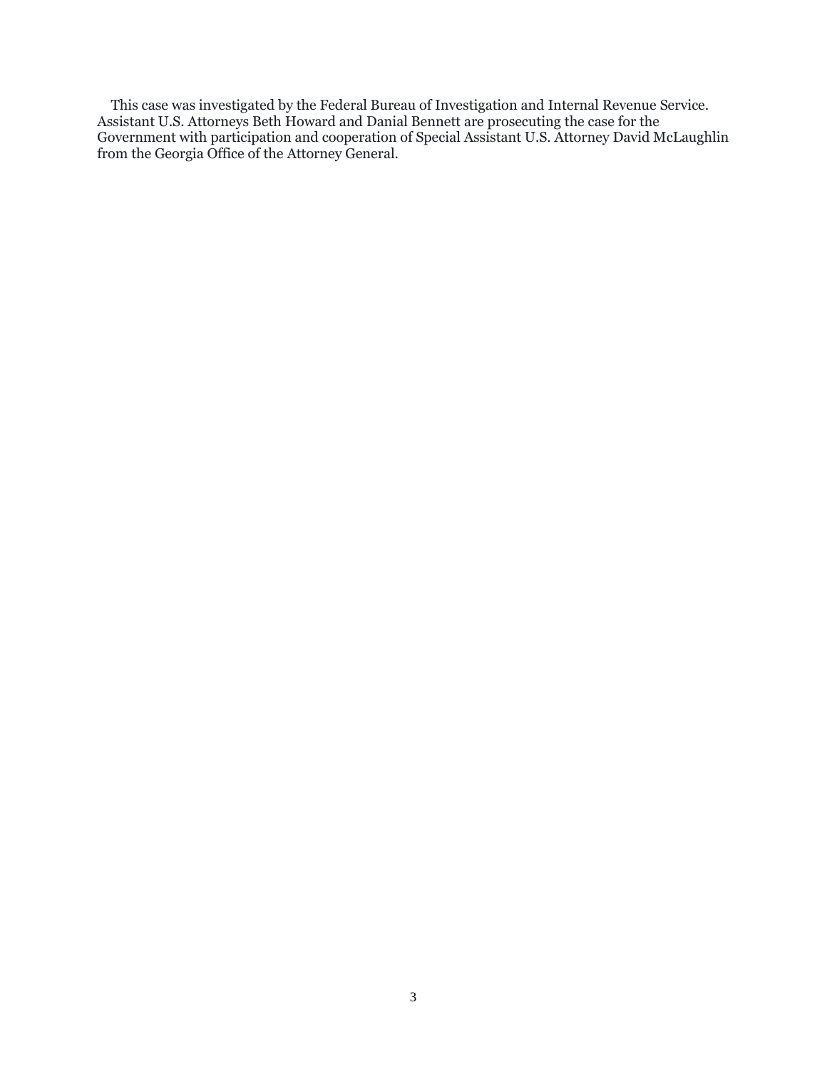This case was investigated by the Federal Bureau of Investigation and Internal Revenue Service. Assistant U.S. Attorneys Beth Howard and Danial Bennett are prosecuting the case for the Government with participation and cooperation of Special Assistant U.S. Attorney David McLaughlin from the Georgia Office of the Attorney General.